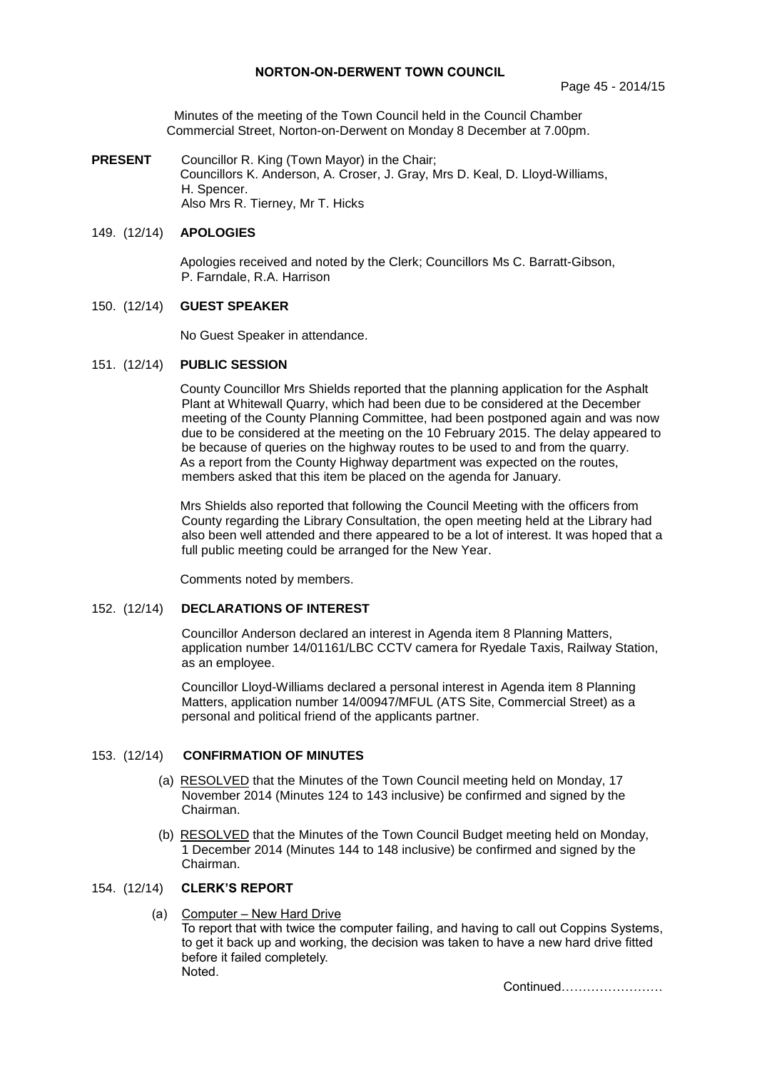# NORTON-ON-DERWENT TOWN COUNCIL

Minutes of the meeting of the Town Council held in the Council Chamber Commercial Street, Norton-on-Derwent on Monday 8 December at 7.00pm.

**PRESENT** Councillor R. King (Town Mayor) in the Chair;
Councillors K. Anderson, A. Croser, J. Gray, Mrs D. Keal, D. Lloyd-Williams, H. Spencer.
Also Mrs R. Tierney, Mr T. Hicks

## 149. (12/14) APOLOGIES

Apologies received and noted by the Clerk; Councillors Ms C. Barratt-Gibson, P. Farndale, R.A. Harrison

## 150. (12/14) GUEST SPEAKER

No Guest Speaker in attendance.

## 151. (12/14) PUBLIC SESSION

County Councillor Mrs Shields reported that the planning application for the Asphalt Plant at Whitewall Quarry, which had been due to be considered at the December meeting of the County Planning Committee, had been postponed again and was now due to be considered at the meeting on the 10 February 2015. The delay appeared to be because of queries on the highway routes to be used to and from the quarry. As a report from the County Highway department was expected on the routes, members asked that this item be placed on the agenda for January.

Mrs Shields also reported that following the Council Meeting with the officers from County regarding the Library Consultation, the open meeting held at the Library had also been well attended and there appeared to be a lot of interest. It was hoped that a full public meeting could be arranged for the New Year.

Comments noted by members.

## 152. (12/14) DECLARATIONS OF INTEREST

Councillor Anderson declared an interest in Agenda item 8 Planning Matters, application number 14/01161/LBC CCTV camera for Ryedale Taxis, Railway Station, as an employee.

Councillor Lloyd-Williams declared a personal interest in Agenda item 8 Planning Matters, application number 14/00947/MFUL (ATS Site, Commercial Street) as a personal and political friend of the applicants partner.

## 153. (12/14) CONFIRMATION OF MINUTES

(a) RESOLVED that the Minutes of the Town Council meeting held on Monday, 17 November 2014 (Minutes 124 to 143 inclusive) be confirmed and signed by the Chairman.

(b) RESOLVED that the Minutes of the Town Council Budget meeting held on Monday, 1 December 2014 (Minutes 144 to 148 inclusive) be confirmed and signed by the Chairman.

## 154. (12/14) CLERK'S REPORT

(a) Computer – New Hard Drive
To report that with twice the computer failing, and having to call out Coppins Systems, to get it back up and working, the decision was taken to have a new hard drive fitted before it failed completely.
Noted.

Continued……………………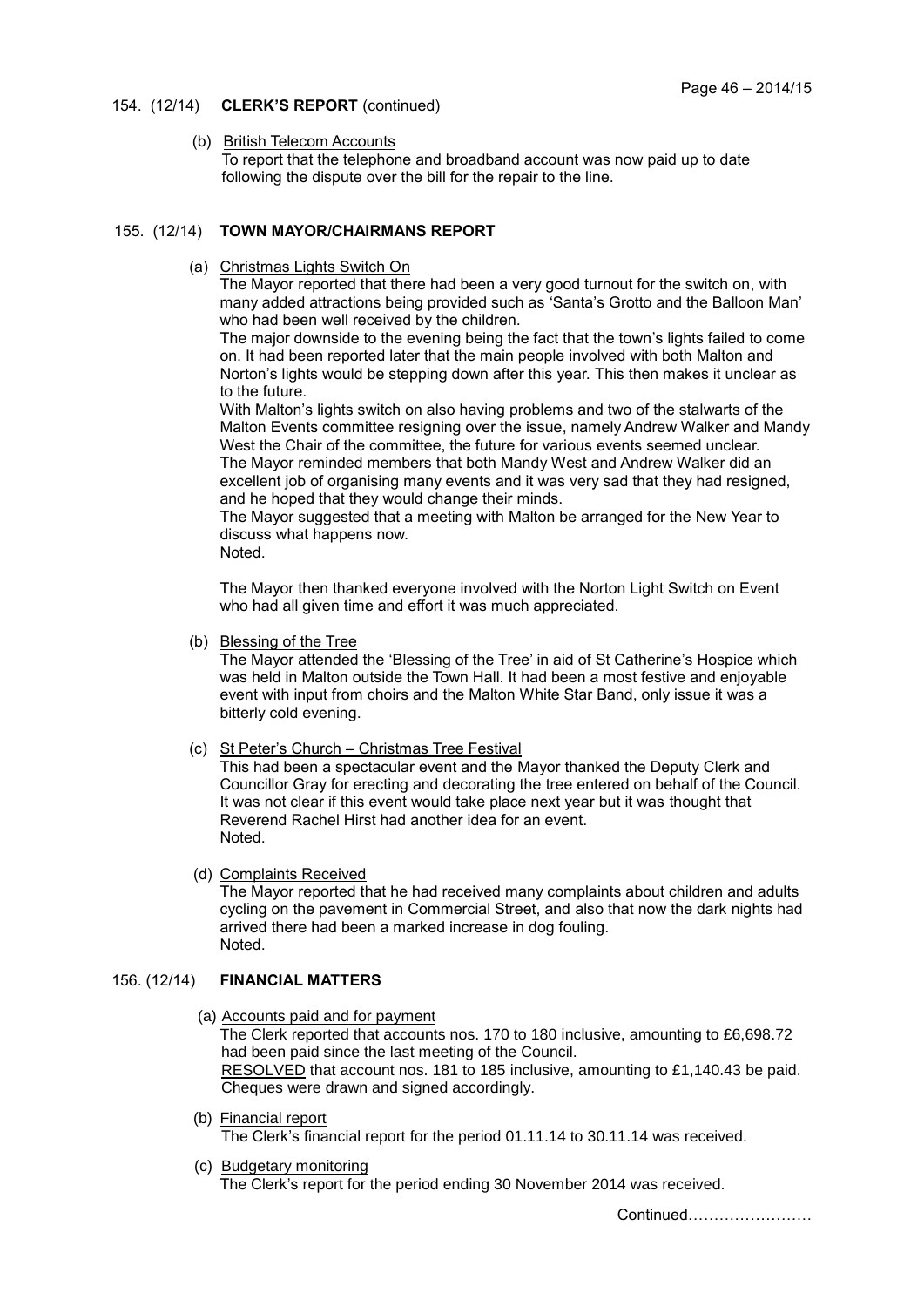154. (12/14) **CLERK'S REPORT** (continued)

(b) British Telecom Accounts
To report that the telephone and broadband account was now paid up to date following the dispute over the bill for the repair to the line.

155. (12/14) **TOWN MAYOR/CHAIRMANS REPORT**

(a) Christmas Lights Switch On
The Mayor reported that there had been a very good turnout for the switch on, with many added attractions being provided such as 'Santa's Grotto and the Balloon Man' who had been well received by the children.
The major downside to the evening being the fact that the town's lights failed to come on. It had been reported later that the main people involved with both Malton and Norton's lights would be stepping down after this year. This then makes it unclear as to the future.
With Malton's lights switch on also having problems and two of the stalwarts of the Malton Events committee resigning over the issue, namely Andrew Walker and Mandy West the Chair of the committee, the future for various events seemed unclear.
The Mayor reminded members that both Mandy West and Andrew Walker did an excellent job of organising many events and it was very sad that they had resigned, and he hoped that they would change their minds.
The Mayor suggested that a meeting with Malton be arranged for the New Year to discuss what happens now.
Noted.

The Mayor then thanked everyone involved with the Norton Light Switch on Event who had all given time and effort it was much appreciated.

(b) Blessing of the Tree
The Mayor attended the 'Blessing of the Tree' in aid of St Catherine's Hospice which was held in Malton outside the Town Hall. It had been a most festive and enjoyable event with input from choirs and the Malton White Star Band, only issue it was a bitterly cold evening.

(c) St Peter's Church – Christmas Tree Festival
This had been a spectacular event and the Mayor thanked the Deputy Clerk and Councillor Gray for erecting and decorating the tree entered on behalf of the Council. It was not clear if this event would take place next year but it was thought that Reverend Rachel Hirst had another idea for an event.
Noted.

(d) Complaints Received
The Mayor reported that he had received many complaints about children and adults cycling on the pavement in Commercial Street, and also that now the dark nights had arrived there had been a marked increase in dog fouling.
Noted.

156. (12/14) **FINANCIAL MATTERS**

(a) Accounts paid and for payment
The Clerk reported that accounts nos. 170 to 180 inclusive, amounting to £6,698.72 had been paid since the last meeting of the Council.
RESOLVED that account nos. 181 to 185 inclusive, amounting to £1,140.43 be paid. Cheques were drawn and signed accordingly.

(b) Financial report
The Clerk's financial report for the period 01.11.14 to 30.11.14 was received.

(c) Budgetary monitoring
The Clerk's report for the period ending 30 November 2014 was received.

Continued……………………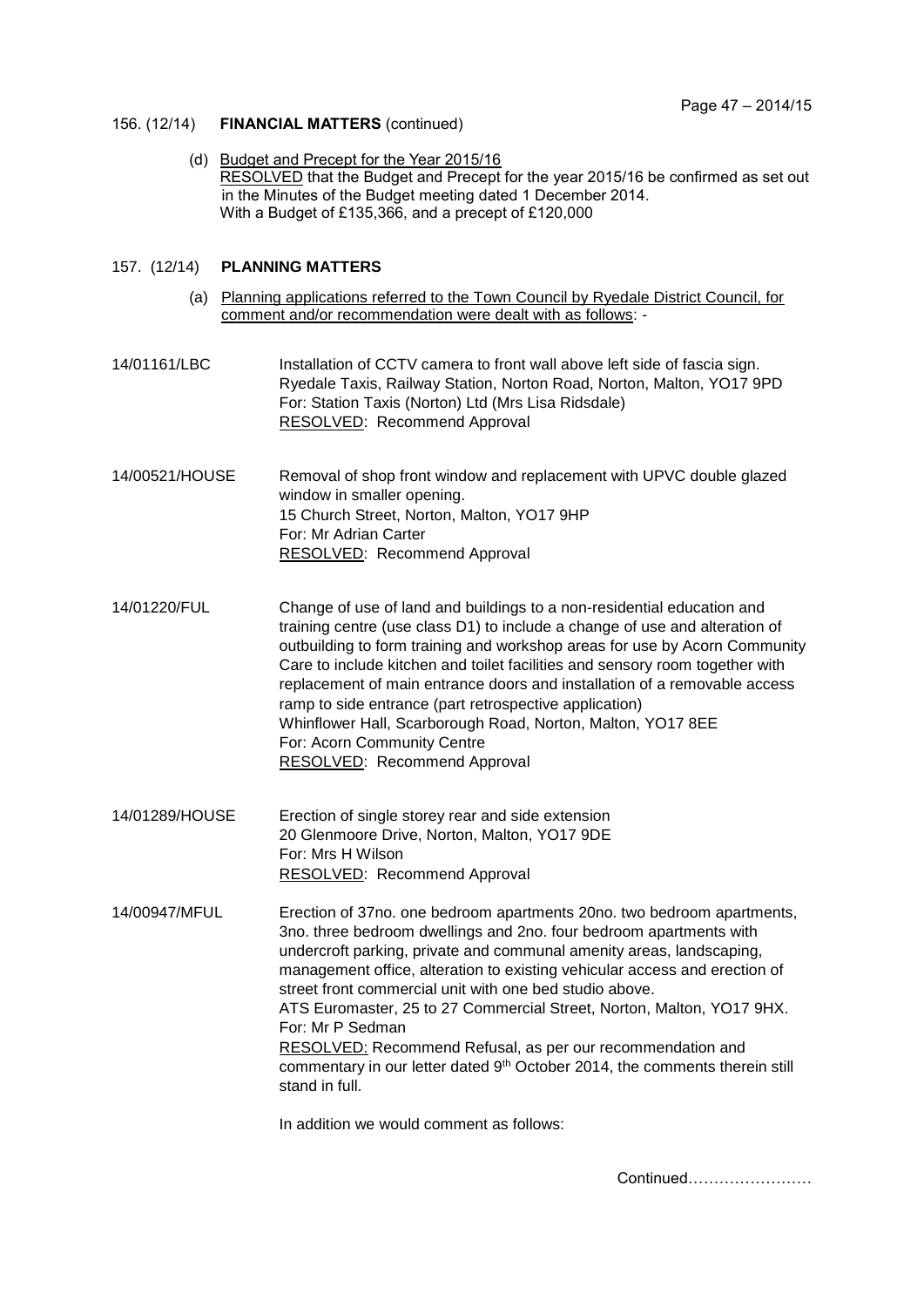156. (12/14) **FINANCIAL MATTERS** (continued)

(d) Budget and Precept for the Year 2015/16
RESOLVED that the Budget and Precept for the year 2015/16 be confirmed as set out in the Minutes of the Budget meeting dated 1 December 2014.
With a Budget of £135,366, and a precept of £120,000

157. (12/14) **PLANNING MATTERS**

(a) Planning applications referred to the Town Council by Ryedale District Council, for comment and/or recommendation were dealt with as follows: -

**14/01161/LBC**
Installation of CCTV camera to front wall above left side of fascia sign.
Ryedale Taxis, Railway Station, Norton Road, Norton, Malton, YO17 9PD
For: Station Taxis (Norton) Ltd (Mrs Lisa Ridsdale)
RESOLVED: Recommend Approval

**14/00521/HOUSE**
Removal of shop front window and replacement with UPVC double glazed window in smaller opening.
15 Church Street, Norton, Malton, YO17 9HP
For: Mr Adrian Carter
RESOLVED: Recommend Approval

**14/01220/FUL**
Change of use of land and buildings to a non-residential education and training centre (use class D1) to include a change of use and alteration of outbuilding to form training and workshop areas for use by Acorn Community Care to include kitchen and toilet facilities and sensory room together with replacement of main entrance doors and installation of a removable access ramp to side entrance (part retrospective application)
Whinflower Hall, Scarborough Road, Norton, Malton, YO17 8EE
For: Acorn Community Centre
RESOLVED: Recommend Approval

**14/01289/HOUSE**
Erection of single storey rear and side extension
20 Glenmoore Drive, Norton, Malton, YO17 9DE
For: Mrs H Wilson
RESOLVED: Recommend Approval

**14/00947/MFUL**
Erection of 37no. one bedroom apartments 20no. two bedroom apartments, 3no. three bedroom dwellings and 2no. four bedroom apartments with undercroft parking, private and communal amenity areas, landscaping, management office, alteration to existing vehicular access and erection of street front commercial unit with one bed studio above.
ATS Euromaster, 25 to 27 Commercial Street, Norton, Malton, YO17 9HX.
For: Mr P Sedman
RESOLVED: Recommend Refusal, as per our recommendation and commentary in our letter dated 9th October 2014, the comments therein still stand in full.

In addition we would comment as follows:

Continued……………………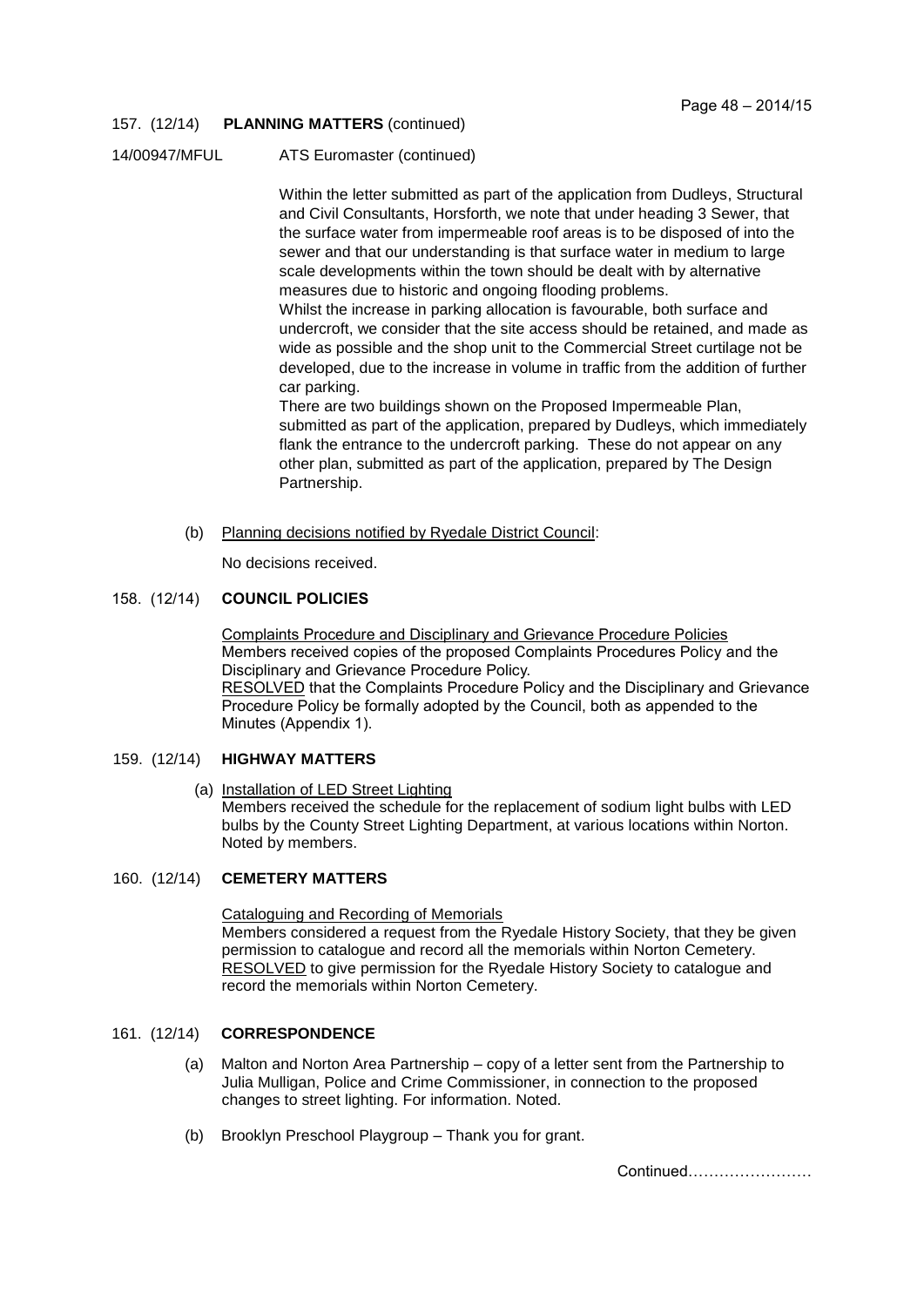157. (12/14) **PLANNING MATTERS** (continued)

14/00947/MFUL ATS Euromaster (continued)

Within the letter submitted as part of the application from Dudleys, Structural and Civil Consultants, Horsforth, we note that under heading 3 Sewer, that the surface water from impermeable roof areas is to be disposed of into the sewer and that our understanding is that surface water in medium to large scale developments within the town should be dealt with by alternative measures due to historic and ongoing flooding problems.

Whilst the increase in parking allocation is favourable, both surface and undercroft, we consider that the site access should be retained, and made as wide as possible and the shop unit to the Commercial Street curtilage not be developed, due to the increase in volume in traffic from the addition of further car parking.

There are two buildings shown on the Proposed Impermeable Plan, submitted as part of the application, prepared by Dudleys, which immediately flank the entrance to the undercroft parking. These do not appear on any other plan, submitted as part of the application, prepared by The Design Partnership.

(b) Planning decisions notified by Ryedale District Council:

No decisions received.

158. (12/14) **COUNCIL POLICIES**

Complaints Procedure and Disciplinary and Grievance Procedure Policies

Members received copies of the proposed Complaints Procedures Policy and the Disciplinary and Grievance Procedure Policy.

RESOLVED that the Complaints Procedure Policy and the Disciplinary and Grievance Procedure Policy be formally adopted by the Council, both as appended to the Minutes (Appendix 1).

159. (12/14) **HIGHWAY MATTERS**

(a) Installation of LED Street Lighting

Members received the schedule for the replacement of sodium light bulbs with LED bulbs by the County Street Lighting Department, at various locations within Norton. Noted by members.

160. (12/14) **CEMETERY MATTERS**

Cataloguing and Recording of Memorials

Members considered a request from the Ryedale History Society, that they be given permission to catalogue and record all the memorials within Norton Cemetery.

RESOLVED to give permission for the Ryedale History Society to catalogue and record the memorials within Norton Cemetery.

161. (12/14) **CORRESPONDENCE**

(a) Malton and Norton Area Partnership – copy of a letter sent from the Partnership to Julia Mulligan, Police and Crime Commissioner, in connection to the proposed changes to street lighting. For information. Noted.

(b) Brooklyn Preschool Playgroup – Thank you for grant.

Continued……………………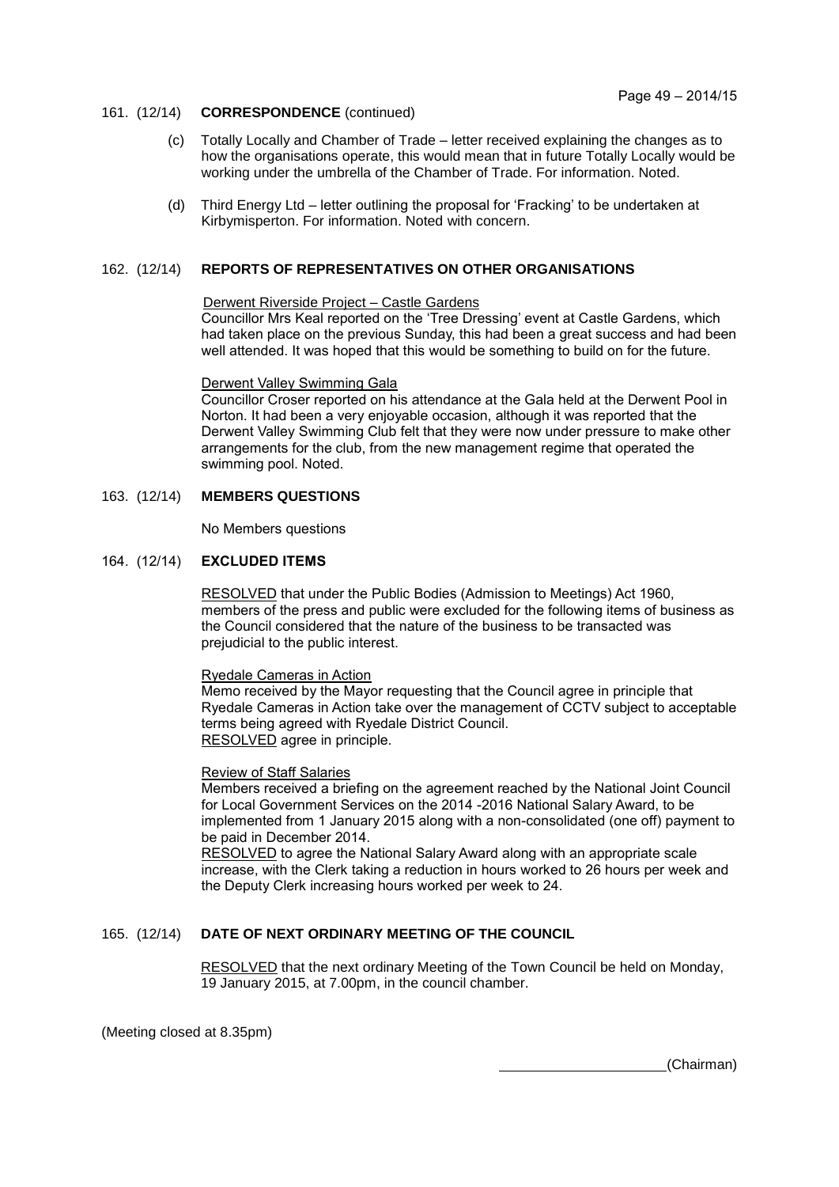161. (12/14) **CORRESPONDENCE** (continued)

(c) Totally Locally and Chamber of Trade – letter received explaining the changes as to how the organisations operate, this would mean that in future Totally Locally would be working under the umbrella of the Chamber of Trade. For information. Noted.

(d) Third Energy Ltd – letter outlining the proposal for 'Fracking' to be undertaken at Kirbymisperton. For information. Noted with concern.

162. (12/14) **REPORTS OF REPRESENTATIVES ON OTHER ORGANISATIONS**

Derwent Riverside Project – Castle Gardens
Councillor Mrs Keal reported on the 'Tree Dressing' event at Castle Gardens, which had taken place on the previous Sunday, this had been a great success and had been well attended. It was hoped that this would be something to build on for the future.

Derwent Valley Swimming Gala
Councillor Croser reported on his attendance at the Gala held at the Derwent Pool in Norton. It had been a very enjoyable occasion, although it was reported that the Derwent Valley Swimming Club felt that they were now under pressure to make other arrangements for the club, from the new management regime that operated the swimming pool. Noted.

163. (12/14) **MEMBERS QUESTIONS**

No Members questions

164. (12/14) **EXCLUDED ITEMS**

RESOLVED that under the Public Bodies (Admission to Meetings) Act 1960, members of the press and public were excluded for the following items of business as the Council considered that the nature of the business to be transacted was prejudicial to the public interest.

Ryedale Cameras in Action
Memo received by the Mayor requesting that the Council agree in principle that Ryedale Cameras in Action take over the management of CCTV subject to acceptable terms being agreed with Ryedale District Council.
RESOLVED agree in principle.

Review of Staff Salaries
Members received a briefing on the agreement reached by the National Joint Council for Local Government Services on the 2014 -2016 National Salary Award, to be implemented from 1 January 2015 along with a non-consolidated (one off) payment to be paid in December 2014.
RESOLVED to agree the National Salary Award along with an appropriate scale increase, with the Clerk taking a reduction in hours worked to 26 hours per week and the Deputy Clerk increasing hours worked per week to 24.

165. (12/14) **DATE OF NEXT ORDINARY MEETING OF THE COUNCIL**

RESOLVED that the next ordinary Meeting of the Town Council be held on Monday, 19 January 2015, at 7.00pm, in the council chamber.

(Meeting closed at 8.35pm)

_____________________(Chairman)